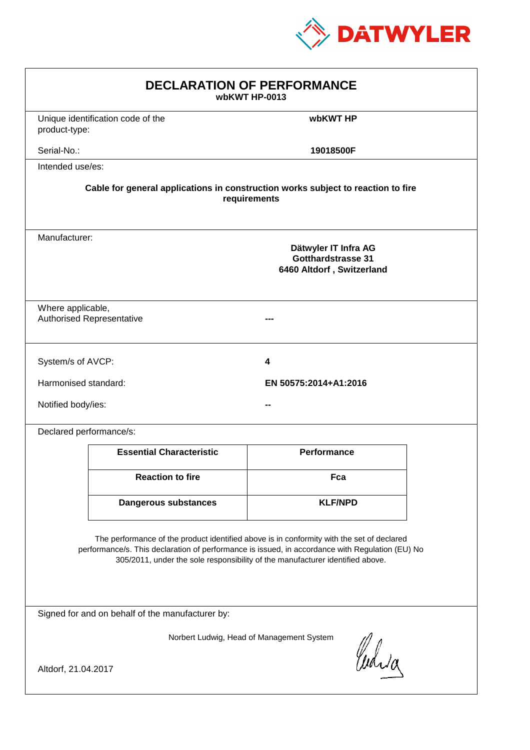DATWYLER

# DECLARATION OF PERFORMANCE

**wbKWT HP-0013**

| | |
|---|---|
| Unique identification code of the product-type: | **wbKWT HP** |
| Serial-No.: | **19018500F** |

Intended use/es:

**Cable for general applications in construction works subject to reaction to fire requirements**

Manufacturer:

**Dätwyler IT Infra AG**
**Gotthardstrasse 31**
**6460 Altdorf , Switzerland**

| | |
|---|---|
| Where applicable, Authorised Representative | --- |

| | |
|---|---|
| System/s of AVCP: | **4** |
| Harmonised standard: | **EN 50575:2014+A1:2016** |
| Notified body/ies: | **--** |

Declared performance/s:

| Essential Characteristic | Performance |
|---|---|
| **Reaction to fire** | **Fca** |
| **Dangerous substances** | **KLF/NPD** |

The performance of the product identified above is in conformity with the set of declared performance/s. This declaration of performance is issued, in accordance with Regulation (EU) No 305/2011, under the sole responsibility of the manufacturer identified above.

Signed for and on behalf of the manufacturer by:

Norbert Ludwig, Head of Management System

Altdorf, 21.04.2017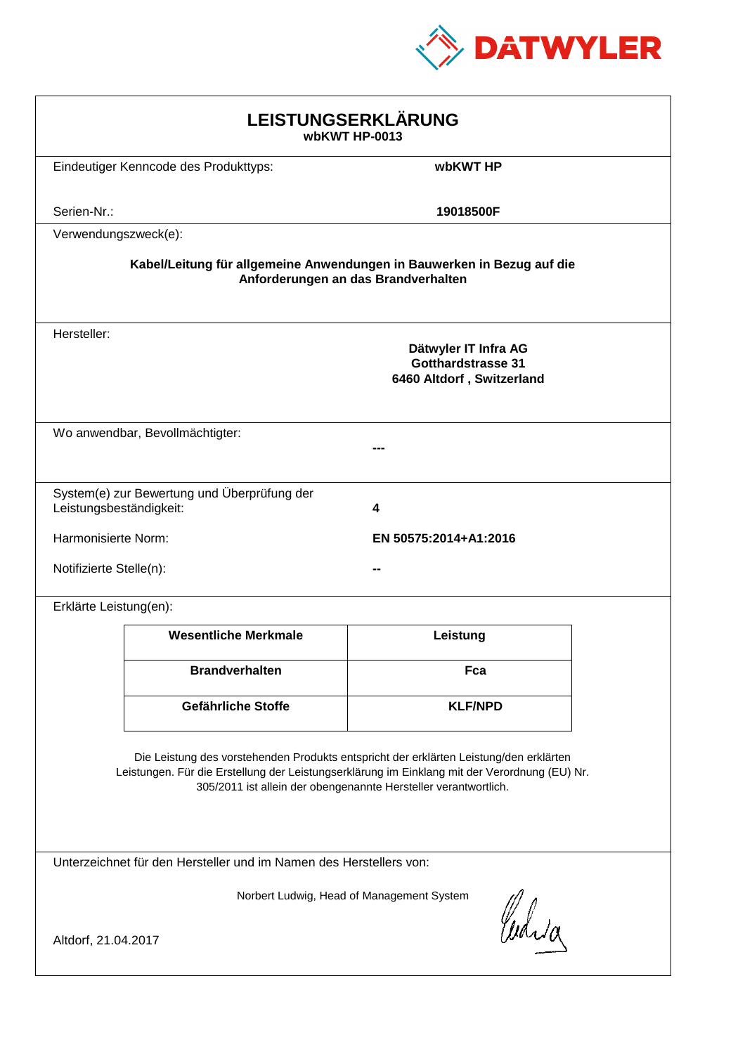DATWYLER

# LEISTUNGSERKLÄRUNG
**wbKWT HP-0013**

Eindeutiger Kenncode des Produkttyps: **wbKWT HP**

Serien-Nr.: **19018500F**

Verwendungszweck(e):

**Kabel/Leitung für allgemeine Anwendungen in Bauwerken in Bezug auf die Anforderungen an das Brandverhalten**

Hersteller:

**Dätwyler IT Infra AG**
**Gotthardstrasse 31**
**6460 Altdorf , Switzerland**

Wo anwendbar, Bevollmächtigter: **---**

System(e) zur Bewertung und Überprüfung der Leistungsbeständigkeit: **4**

Harmonisierte Norm: **EN 50575:2014+A1:2016**

Notifizierte Stelle(n): **--**

Erklärte Leistung(en):

| Wesentliche Merkmale | Leistung |
|---|---|
| **Brandverhalten** | **Fca** |
| **Gefährliche Stoffe** | **KLF/NPD** |

Die Leistung des vorstehenden Produkts entspricht der erklärten Leistung/den erklärten Leistungen. Für die Erstellung der Leistungserklärung im Einklang mit der Verordnung (EU) Nr. 305/2011 ist allein der obengenannte Hersteller verantwortlich.

Unterzeichnet für den Hersteller und im Namen des Herstellers von:

Norbert Ludwig, Head of Management System

Altdorf, 21.04.2017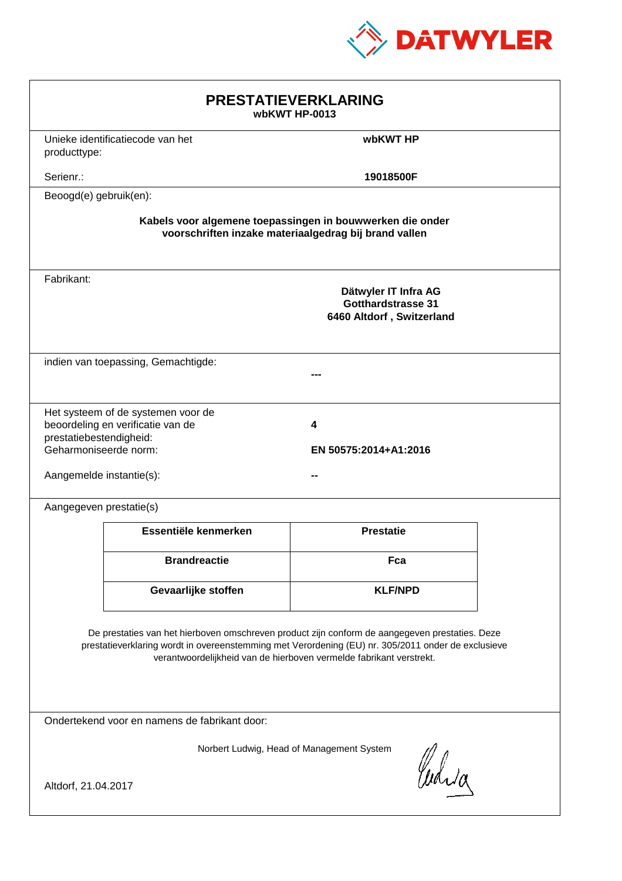DATWYLER

# PRESTATIEVERKLARING

**wbKWT HP-0013**

Unieke identificatiecode van het producttype: **wbKWT HP**

Serienr.: **19018500F**

Beoogd(e) gebruik(en):

**Kabels voor algemene toepassingen in bouwwerken die onder voorschriften inzake materiaalgedrag bij brand vallen**

Fabrikant:

**Dätwyler IT Infra AG**
**Gotthardstrasse 31**
**6460 Altdorf , Switzerland**

indien van toepassing, Gemachtigde: **---**

Het systeem of de systemen voor de beoordeling en verificatie van de prestatiebestendigheid: **4**

Geharmoniseerde norm: **EN 50575:2014+A1:2016**

Aangemelde instantie(s): **--**

Aangegeven prestatie(s)

| Essentiële kenmerken | Prestatie |
| --- | --- |
| **Brandreactie** | **Fca** |
| **Gevaarlijke stoffen** | **KLF/NPD** |

De prestaties van het hierboven omschreven product zijn conform de aangegeven prestaties. Deze prestatieverklaring wordt in overeenstemming met Verordening (EU) nr. 305/2011 onder de exclusieve verantwoordelijkheid van de hierboven vermelde fabrikant verstrekt.

Ondertekend voor en namens de fabrikant door:

Norbert Ludwig, Head of Management System

Altdorf, 21.04.2017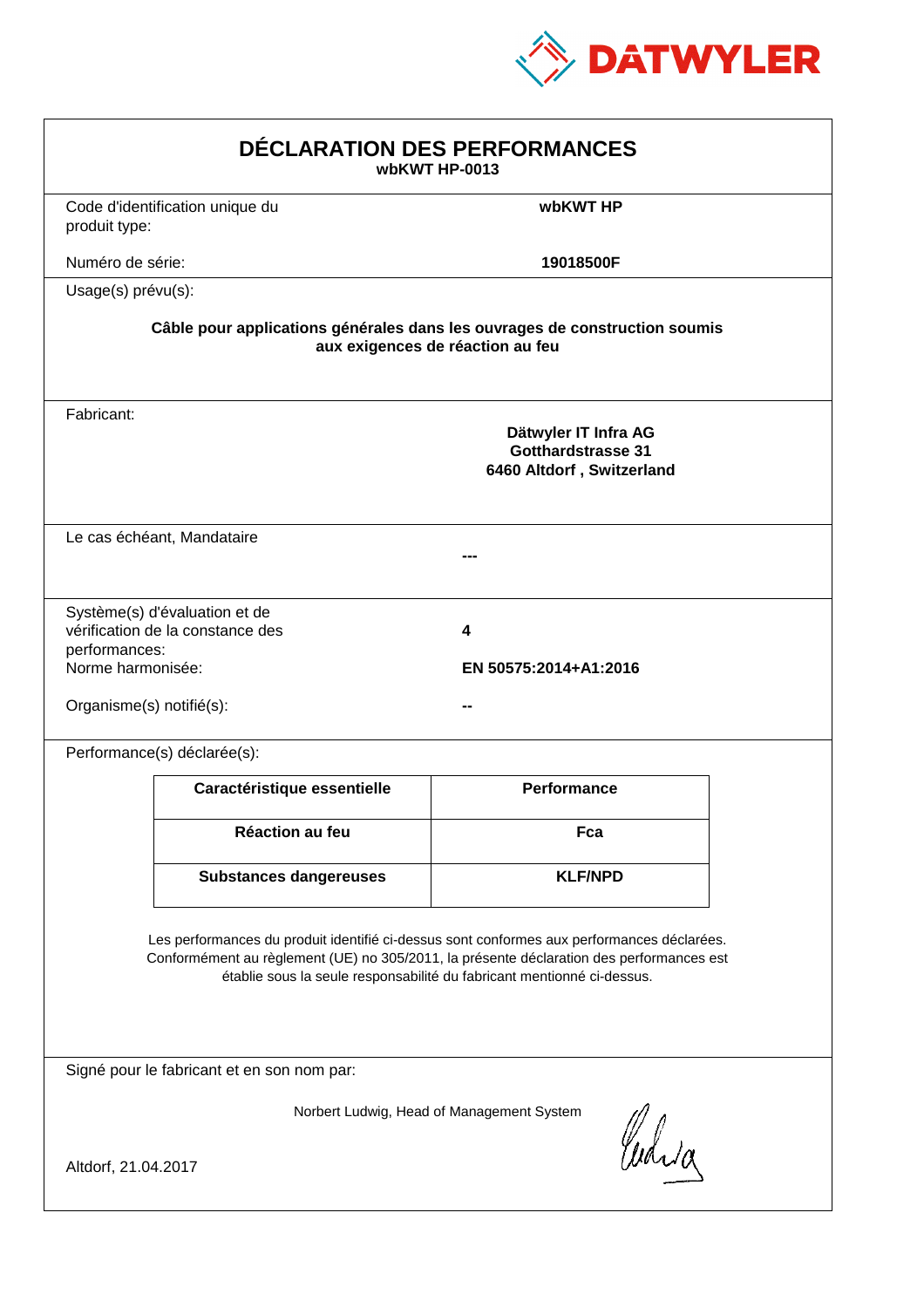DATWYLER

# DÉCLARATION DES PERFORMANCES

**wbKWT HP-0013**

Code d'identification unique du produit type: **wbKWT HP**

Numéro de série: **19018500F**

Usage(s) prévu(s):

**Câble pour applications générales dans les ouvrages de construction soumis aux exigences de réaction au feu**

Fabricant:

**Dätwyler IT Infra AG**
**Gotthardstrasse 31**
**6460 Altdorf , Switzerland**

Le cas échéant, Mandataire

**---**

Système(s) d'évaluation et de vérification de la constance des performances: **4**

Norme harmonisée: **EN 50575:2014+A1:2016**

Organisme(s) notifié(s): **--**

Performance(s) déclarée(s):

| Caractéristique essentielle | Performance |
|---|---|
| Réaction au feu | Fca |
| Substances dangereuses | KLF/NPD |

Les performances du produit identifié ci-dessus sont conformes aux performances déclarées. Conformément au règlement (UE) no 305/2011, la présente déclaration des performances est établie sous la seule responsabilité du fabricant mentionné ci-dessus.

Signé pour le fabricant et en son nom par:

Norbert Ludwig, Head of Management System

Altdorf, 21.04.2017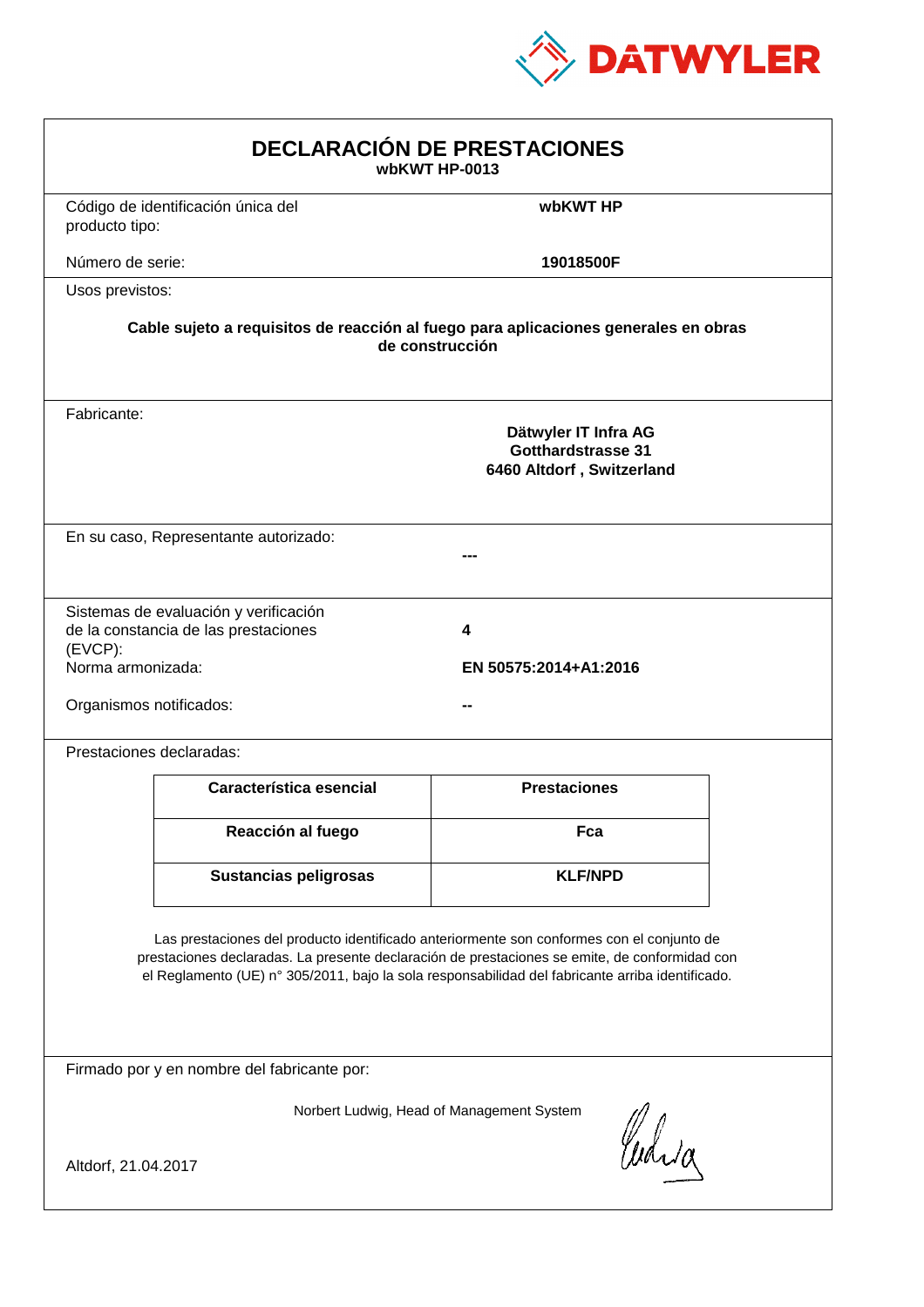DATWYLER

# DECLARACIÓN DE PRESTACIONES
**wbKWT HP-0013**

Código de identificación única del producto tipo: **wbKWT HP**

Número de serie: **19018500F**

Usos previstos:

**Cable sujeto a requisitos de reacción al fuego para aplicaciones generales en obras de construcción**

Fabricante:

**Dätwyler IT Infra AG**
**Gotthardstrasse 31**
**6460 Altdorf , Switzerland**

En su caso, Representante autorizado: **---**

Sistemas de evaluación y verificación de la constancia de las prestaciones (EVCP): **4**

Norma armonizada: **EN 50575:2014+A1:2016**

Organismos notificados: **--**

Prestaciones declaradas:

| Característica esencial | Prestaciones |
|---|---|
| **Reacción al fuego** | **Fca** |
| **Sustancias peligrosas** | **KLF/NPD** |

Las prestaciones del producto identificado anteriormente son conformes con el conjunto de prestaciones declaradas. La presente declaración de prestaciones se emite, de conformidad con el Reglamento (UE) n° 305/2011, bajo la sola responsabilidad del fabricante arriba identificado.

Firmado por y en nombre del fabricante por:

Norbert Ludwig, Head of Management System

Altdorf, 21.04.2017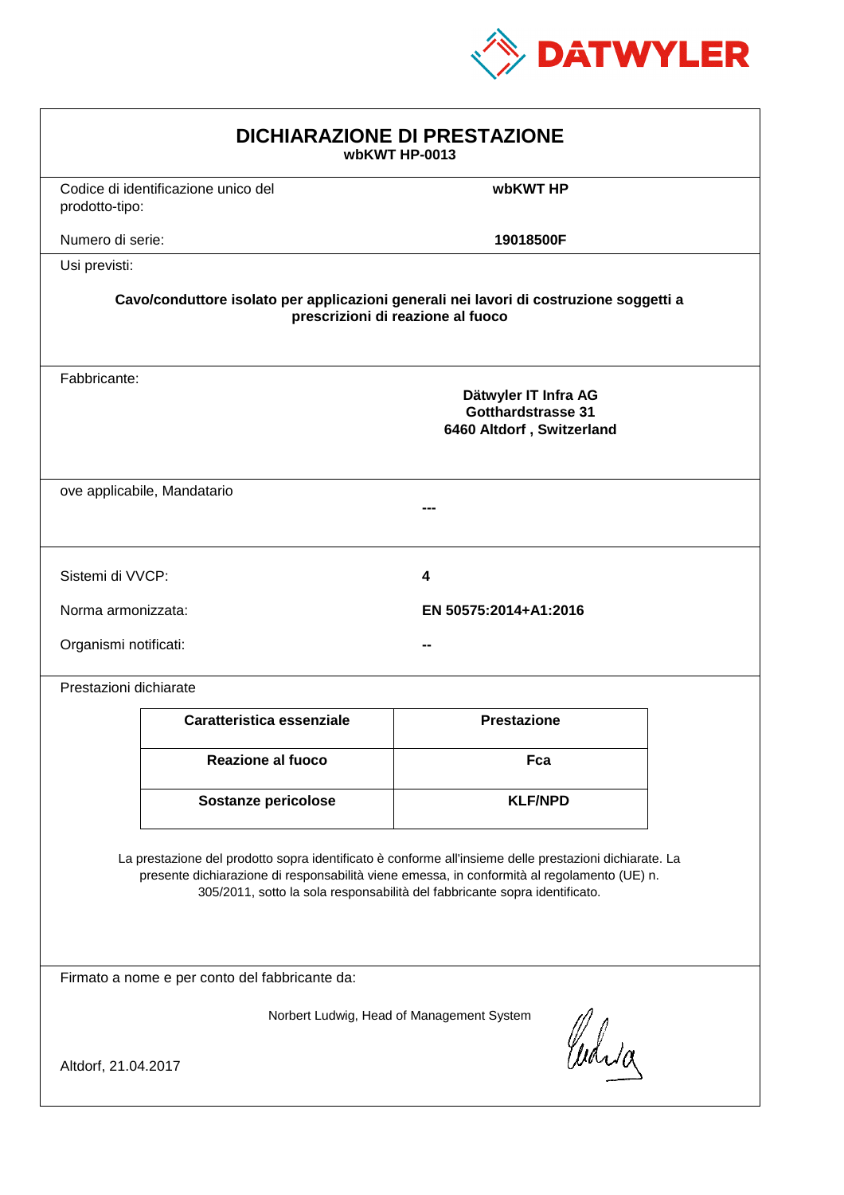DATWYLER

# DICHIARAZIONE DI PRESTAZIONE

**wbKWT HP-0013**

| | |
|---|---|
| Codice di identificazione unico del prodotto-tipo: | **wbKWT HP** |
| Numero di serie: | **19018500F** |

Usi previsti:

**Cavo/conduttore isolato per applicazioni generali nei lavori di costruzione soggetti a prescrizioni di reazione al fuoco**

Fabbricante:

**Dätwyler IT Infra AG**
**Gotthardstrasse 31**
**6460 Altdorf , Switzerland**

ove applicabile, Mandatario

**---**

| | |
|---|---|
| Sistemi di VVCP: | **4** |
| Norma armonizzata: | **EN 50575:2014+A1:2016** |
| Organismi notificati: | **--** |

Prestazioni dichiarate

| Caratteristica essenziale | Prestazione |
|---|---|
| **Reazione al fuoco** | **Fca** |
| **Sostanze pericolose** | **KLF/NPD** |

La prestazione del prodotto sopra identificato è conforme all'insieme delle prestazioni dichiarate. La presente dichiarazione di responsabilità viene emessa, in conformità al regolamento (UE) n. 305/2011, sotto la sola responsabilità del fabbricante sopra identificato.

Firmato a nome e per conto del fabbricante da:

Norbert Ludwig, Head of Management System

Altdorf, 21.04.2017